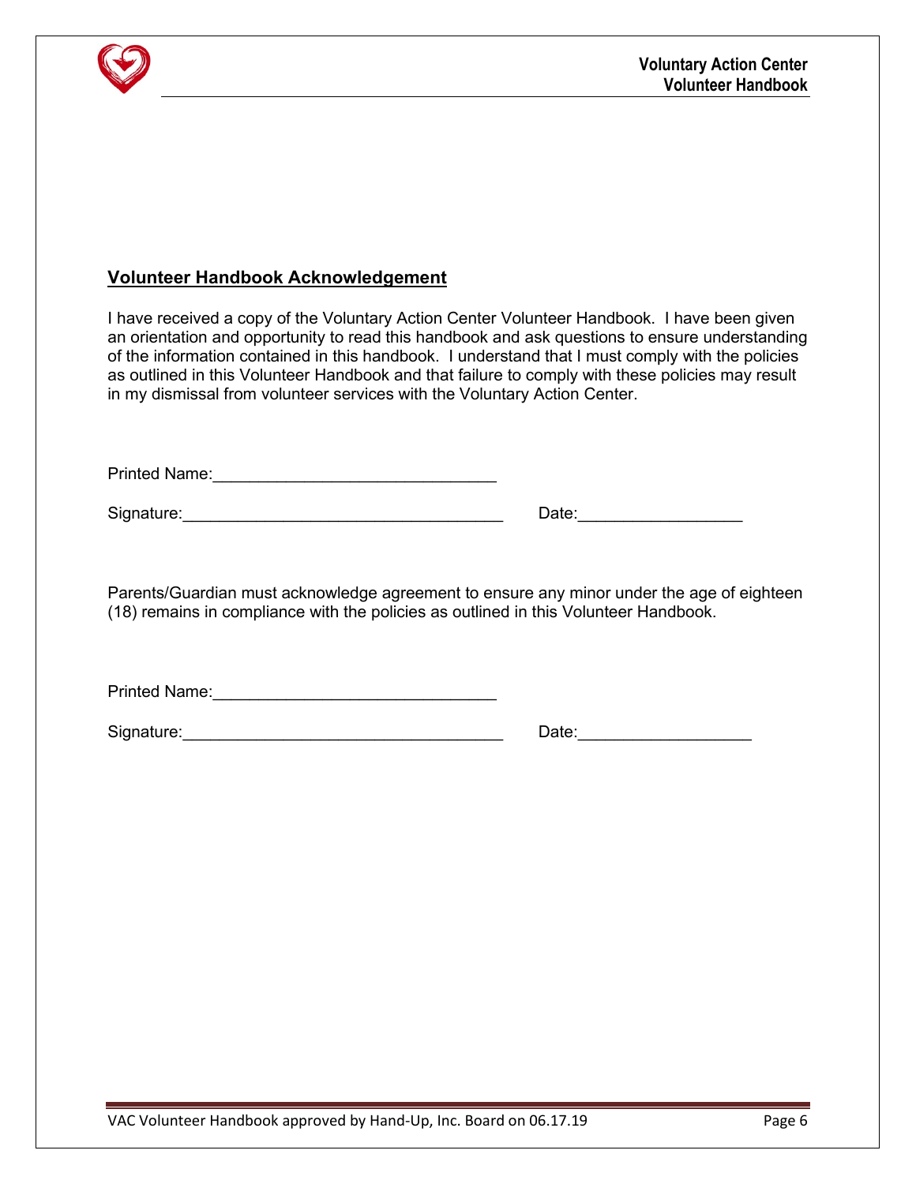## Volunteer Handbook Acknowledgement

I have received a copy of the Voluntary Action Center Volunteer Handbook. I have been given an orientation and opportunity to read this handbook and ask questions to ensure understanding of the information contained in this handbook. I understand that I must comply with the policies as outlined in this Volunteer Handbook and that failure to comply with these policies may result in my dismissal from volunteer services with the Voluntary Action Center.

Printed Name:_______________________________

Signature:___________________________________ Date:__________________

Parents/Guardian must acknowledge agreement to ensure any minor under the age of eighteen (18) remains in compliance with the policies as outlined in this Volunteer Handbook.

Printed Name:_______________________________

Signature:___________________________________ Date:___________________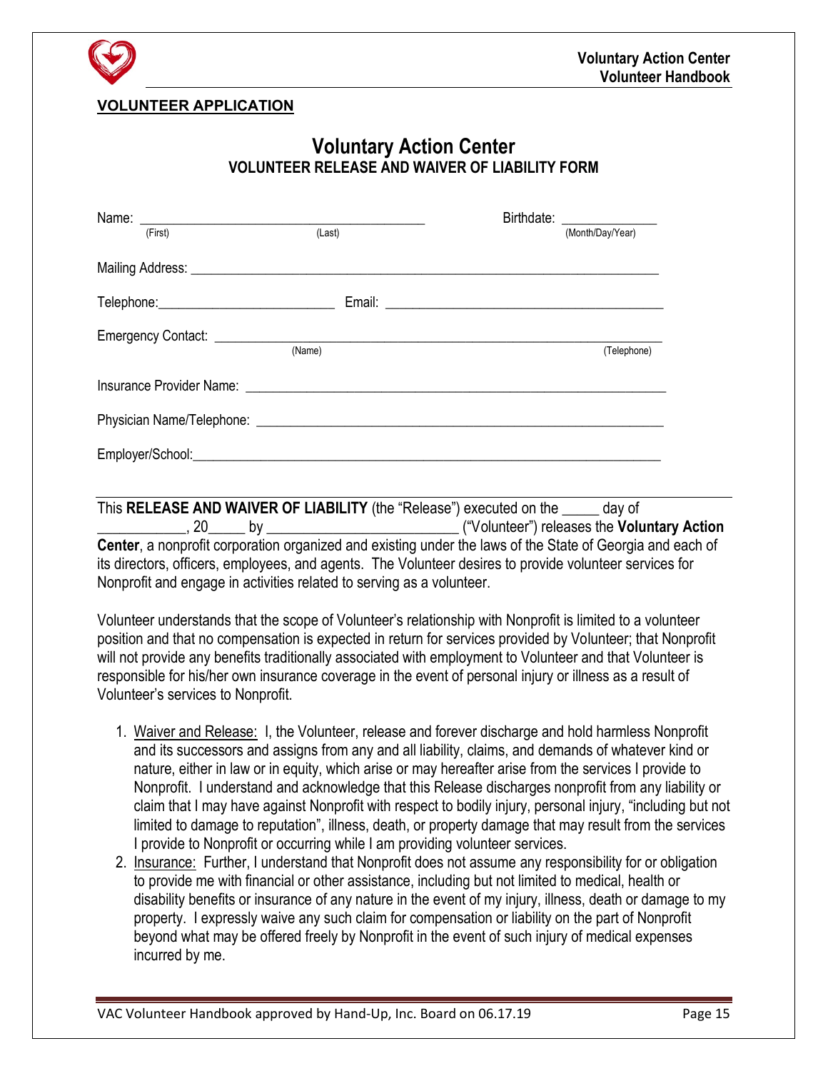**VOLUNTEER APPLICATION**

# Voluntary Action Center

## VOLUNTEER RELEASE AND WAIVER OF LIABILITY FORM

Name: ________________________________________ (First) (Last)    Birthdate: ______________ (Month/Day/Year)

Mailing Address: ____________________________________________________________________

Telephone:_________________________  Email: ________________________________________

Emergency Contact: ___________________________________________________________________ (Name) (Telephone)

Insurance Provider Name: ______________________________________________________________

Physician Name/Telephone: _____________________________________________________________

Employer/School:____________________________________________________________________

---

This **RELEASE AND WAIVER OF LIABILITY** (the "Release") executed on the _____ day of ____________, 20_____ by __________________________ ("Volunteer") releases the **Voluntary Action Center**, a nonprofit corporation organized and existing under the laws of the State of Georgia and each of its directors, officers, employees, and agents. The Volunteer desires to provide volunteer services for Nonprofit and engage in activities related to serving as a volunteer.

Volunteer understands that the scope of Volunteer's relationship with Nonprofit is limited to a volunteer position and that no compensation is expected in return for services provided by Volunteer; that Nonprofit will not provide any benefits traditionally associated with employment to Volunteer and that Volunteer is responsible for his/her own insurance coverage in the event of personal injury or illness as a result of Volunteer's services to Nonprofit.

1. Waiver and Release: I, the Volunteer, release and forever discharge and hold harmless Nonprofit and its successors and assigns from any and all liability, claims, and demands of whatever kind or nature, either in law or in equity, which arise or may hereafter arise from the services I provide to Nonprofit. I understand and acknowledge that this Release discharges nonprofit from any liability or claim that I may have against Nonprofit with respect to bodily injury, personal injury, "including but not limited to damage to reputation", illness, death, or property damage that may result from the services I provide to Nonprofit or occurring while I am providing volunteer services.
2. Insurance: Further, I understand that Nonprofit does not assume any responsibility for or obligation to provide me with financial or other assistance, including but not limited to medical, health or disability benefits or insurance of any nature in the event of my injury, illness, death or damage to my property. I expressly waive any such claim for compensation or liability on the part of Nonprofit beyond what may be offered freely by Nonprofit in the event of such injury of medical expenses incurred by me.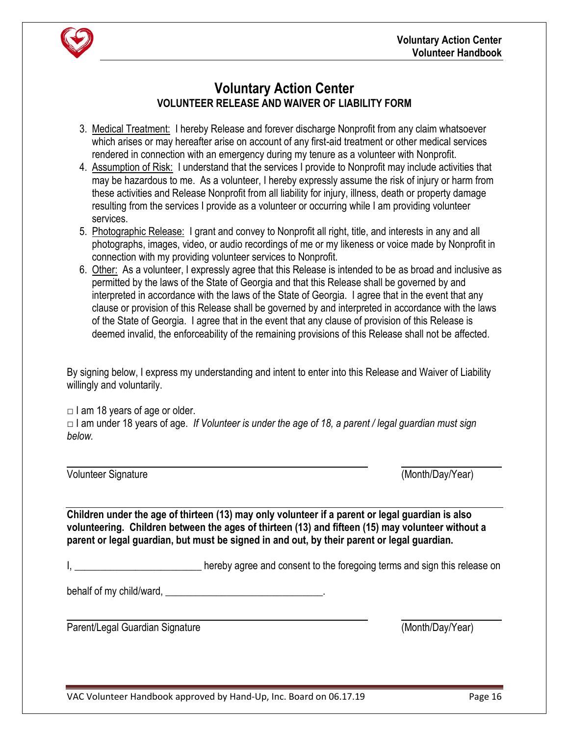# Voluntary Action Center

## VOLUNTEER RELEASE AND WAIVER OF LIABILITY FORM

3. Medical Treatment: I hereby Release and forever discharge Nonprofit from any claim whatsoever which arises or may hereafter arise on account of any first-aid treatment or other medical services rendered in connection with an emergency during my tenure as a volunteer with Nonprofit.
4. Assumption of Risk: I understand that the services I provide to Nonprofit may include activities that may be hazardous to me. As a volunteer, I hereby expressly assume the risk of injury or harm from these activities and Release Nonprofit from all liability for injury, illness, death or property damage resulting from the services I provide as a volunteer or occurring while I am providing volunteer services.
5. Photographic Release: I grant and convey to Nonprofit all right, title, and interests in any and all photographs, images, video, or audio recordings of me or my likeness or voice made by Nonprofit in connection with my providing volunteer services to Nonprofit.
6. Other: As a volunteer, I expressly agree that this Release is intended to be as broad and inclusive as permitted by the laws of the State of Georgia and that this Release shall be governed by and interpreted in accordance with the laws of the State of Georgia. I agree that in the event that any clause or provision of this Release shall be governed by and interpreted in accordance with the laws of the State of Georgia. I agree that in the event that any clause of provision of this Release is deemed invalid, the enforceability of the remaining provisions of this Release shall not be affected.

By signing below, I express my understanding and intent to enter into this Release and Waiver of Liability willingly and voluntarily.

□ I am 18 years of age or older.
□ I am under 18 years of age. *If Volunteer is under the age of 18, a parent / legal guardian must sign below.*

______________________________________________ ______________

Volunteer Signature (Month/Day/Year)

**Children under the age of thirteen (13) may only volunteer if a parent or legal guardian is also volunteering. Children between the ages of thirteen (13) and fifteen (15) may volunteer without a parent or legal guardian, but must be signed in and out, by their parent or legal guardian.**

I, ________________________ hereby agree and consent to the foregoing terms and sign this release on

behalf of my child/ward, ______________________________.

______________________________________________ ______________

Parent/Legal Guardian Signature (Month/Day/Year)

VAC Volunteer Handbook approved by Hand-Up, Inc. Board on 06.17.19